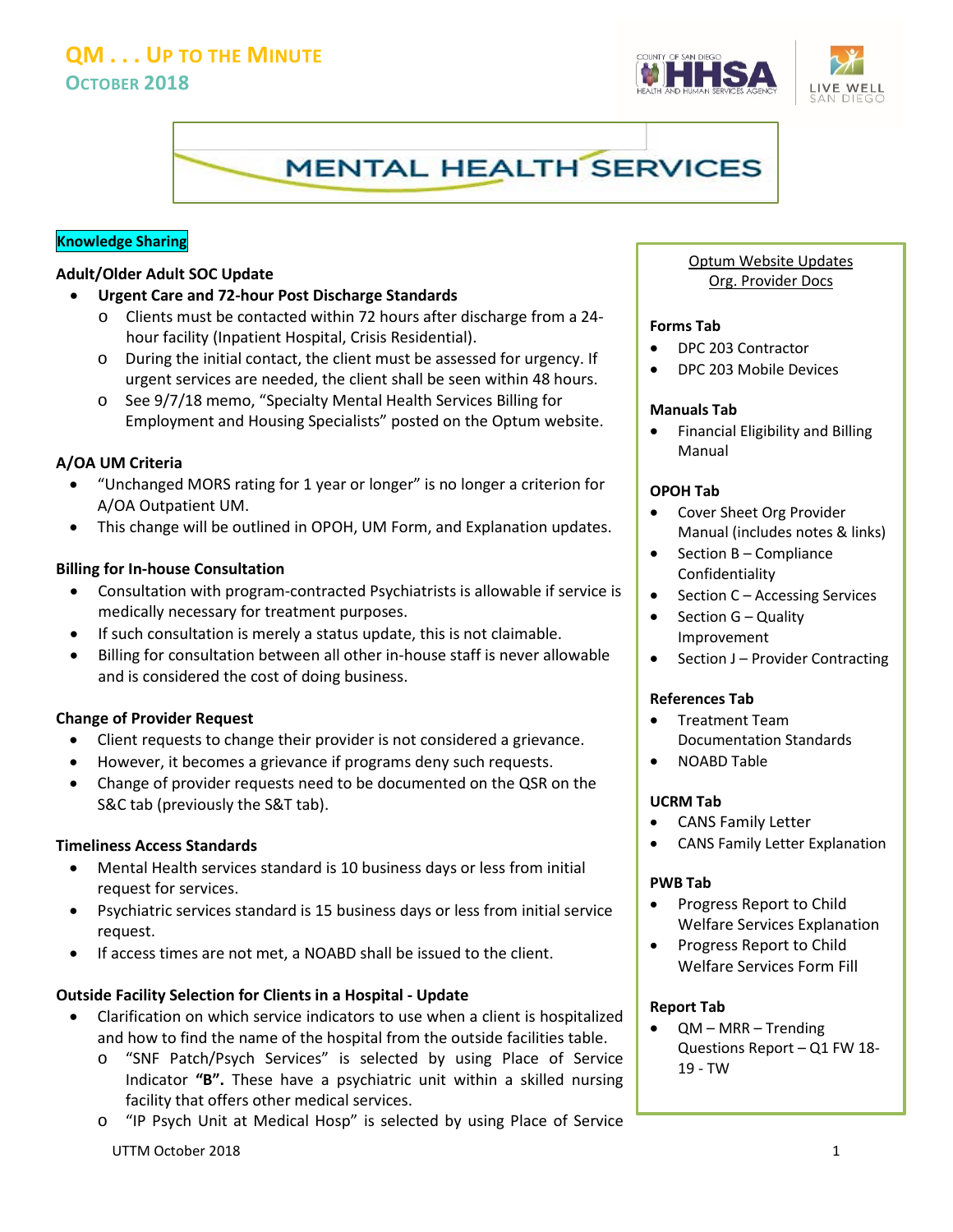# QM . . . UP TO THE MINUTE
## OCTOBER 2018

# MENTAL HEALTH SERVICES

**Knowledge Sharing**

### Adult/Older Adult SOC Update

- **Urgent Care and 72-hour Post Discharge Standards**
  - Clients must be contacted within 72 hours after discharge from a 24-hour facility (Inpatient Hospital, Crisis Residential).
  - During the initial contact, the client must be assessed for urgency. If urgent services are needed, the client shall be seen within 48 hours.
  - See 9/7/18 memo, "Specialty Mental Health Services Billing for Employment and Housing Specialists" posted on the Optum website.

### A/OA UM Criteria

- "Unchanged MORS rating for 1 year or longer" is no longer a criterion for A/OA Outpatient UM.
- This change will be outlined in OPOH, UM Form, and Explanation updates.

### Billing for In-house Consultation

- Consultation with program-contracted Psychiatrists is allowable if service is medically necessary for treatment purposes.
- If such consultation is merely a status update, this is not claimable.
- Billing for consultation between all other in-house staff is never allowable and is considered the cost of doing business.

### Change of Provider Request

- Client requests to change their provider is not considered a grievance.
- However, it becomes a grievance if programs deny such requests.
- Change of provider requests need to be documented on the QSR on the S&C tab (previously the S&T tab).

### Timeliness Access Standards

- Mental Health services standard is 10 business days or less from initial request for services.
- Psychiatric services standard is 15 business days or less from initial service request.
- If access times are not met, a NOABD shall be issued to the client.

### Outside Facility Selection for Clients in a Hospital - Update

- Clarification on which service indicators to use when a client is hospitalized and how to find the name of the hospital from the outside facilities table.
  - "SNF Patch/Psych Services" is selected by using Place of Service Indicator **"B".** These have a psychiatric unit within a skilled nursing facility that offers other medical services.
  - "IP Psych Unit at Medical Hosp" is selected by using Place of Service

---

**Optum Website Updates**
**Org. Provider Docs**

**Forms Tab**
- DPC 203 Contractor
- DPC 203 Mobile Devices

**Manuals Tab**
- Financial Eligibility and Billing Manual

**OPOH Tab**
- Cover Sheet Org Provider Manual (includes notes & links)
- Section B – Compliance Confidentiality
- Section C – Accessing Services
- Section G – Quality Improvement
- Section J – Provider Contracting

**References Tab**
- Treatment Team Documentation Standards
- NOABD Table

**UCRM Tab**
- CANS Family Letter
- CANS Family Letter Explanation

**PWB Tab**
- Progress Report to Child Welfare Services Explanation
- Progress Report to Child Welfare Services Form Fill

**Report Tab**
- QM – MRR – Trending Questions Report – Q1 FW 18-19 - TW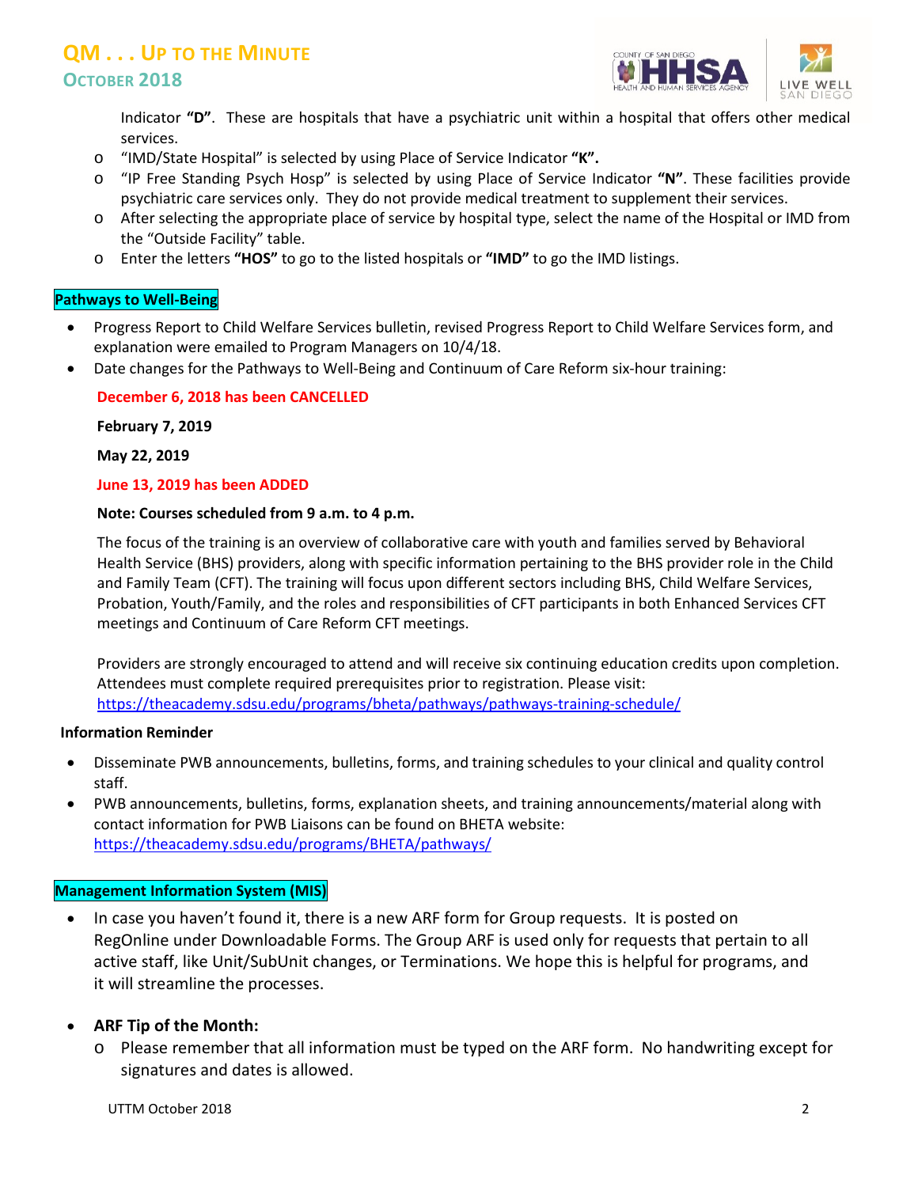Indicator **"D"**. These are hospitals that have a psychiatric unit within a hospital that offers other medical services.
  - "IMD/State Hospital" is selected by using Place of Service Indicator **"K".**
  - "IP Free Standing Psych Hosp" is selected by using Place of Service Indicator **"N"**. These facilities provide psychiatric care services only. They do not provide medical treatment to supplement their services.
  - After selecting the appropriate place of service by hospital type, select the name of the Hospital or IMD from the "Outside Facility" table.
  - Enter the letters **"HOS"** to go to the listed hospitals or **"IMD"** to go the IMD listings.

## Pathways to Well-Being

- Progress Report to Child Welfare Services bulletin, revised Progress Report to Child Welfare Services form, and explanation were emailed to Program Managers on 10/4/18.
- Date changes for the Pathways to Well-Being and Continuum of Care Reform six-hour training:

  **December 6, 2018 has been CANCELLED**

  **February 7, 2019**

  **May 22, 2019**

  **June 13, 2019 has been ADDED**

  **Note: Courses scheduled from 9 a.m. to 4 p.m.**

  The focus of the training is an overview of collaborative care with youth and families served by Behavioral Health Service (BHS) providers, along with specific information pertaining to the BHS provider role in the Child and Family Team (CFT). The training will focus upon different sectors including BHS, Child Welfare Services, Probation, Youth/Family, and the roles and responsibilities of CFT participants in both Enhanced Services CFT meetings and Continuum of Care Reform CFT meetings.

  Providers are strongly encouraged to attend and will receive six continuing education credits upon completion. Attendees must complete required prerequisites prior to registration. Please visit: https://theacademy.sdsu.edu/programs/bheta/pathways/pathways-training-schedule/

**Information Reminder**

- Disseminate PWB announcements, bulletins, forms, and training schedules to your clinical and quality control staff.
- PWB announcements, bulletins, forms, explanation sheets, and training announcements/material along with contact information for PWB Liaisons can be found on BHETA website: https://theacademy.sdsu.edu/programs/BHETA/pathways/

## Management Information System (MIS)

- In case you haven't found it, there is a new ARF form for Group requests. It is posted on RegOnline under Downloadable Forms. The Group ARF is used only for requests that pertain to all active staff, like Unit/SubUnit changes, or Terminations. We hope this is helpful for programs, and it will streamline the processes.

- **ARF Tip of the Month:**
  - Please remember that all information must be typed on the ARF form. No handwriting except for signatures and dates is allowed.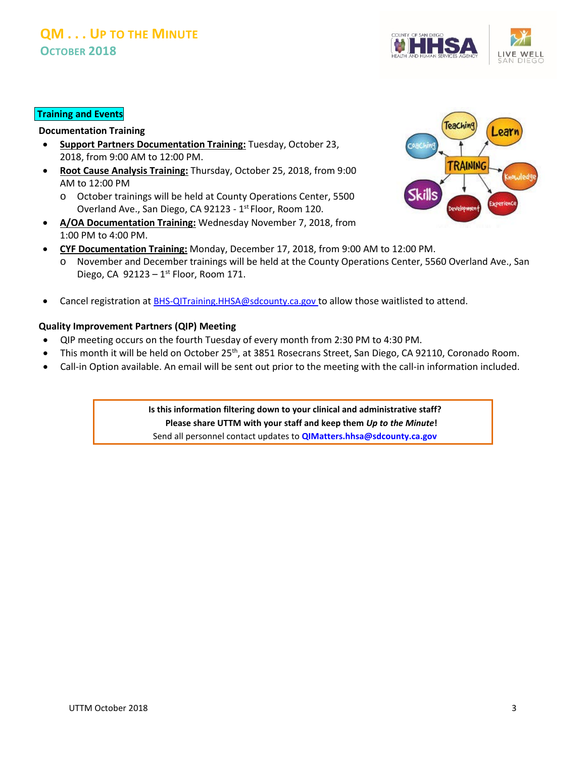## Training and Events

**Documentation Training**

- **Support Partners Documentation Training:** Tuesday, October 23, 2018, from 9:00 AM to 12:00 PM.
- **Root Cause Analysis Training:** Thursday, October 25, 2018, from 9:00 AM to 12:00 PM
  - October trainings will be held at County Operations Center, 5500 Overland Ave., San Diego, CA 92123 - 1st Floor, Room 120.
- **A/OA Documentation Training:** Wednesday November 7, 2018, from 1:00 PM to 4:00 PM.
- **CYF Documentation Training:** Monday, December 17, 2018, from 9:00 AM to 12:00 PM.
  - November and December trainings will be held at the County Operations Center, 5560 Overland Ave., San Diego, CA 92123 – 1st Floor, Room 171.

- Cancel registration at BHS-QITraining.HHSA@sdcounty.ca.gov to allow those waitlisted to attend.

**Quality Improvement Partners (QIP) Meeting**

- QIP meeting occurs on the fourth Tuesday of every month from 2:30 PM to 4:30 PM.
- This month it will be held on October 25th, at 3851 Rosecrans Street, San Diego, CA 92110, Coronado Room.
- Call-in Option available. An email will be sent out prior to the meeting with the call-in information included.

**Is this information filtering down to your clinical and administrative staff?**
**Please share UTTM with your staff and keep them *Up to the Minute*!**
Send all personnel contact updates to **QIMatters.hhsa@sdcounty.ca.gov**